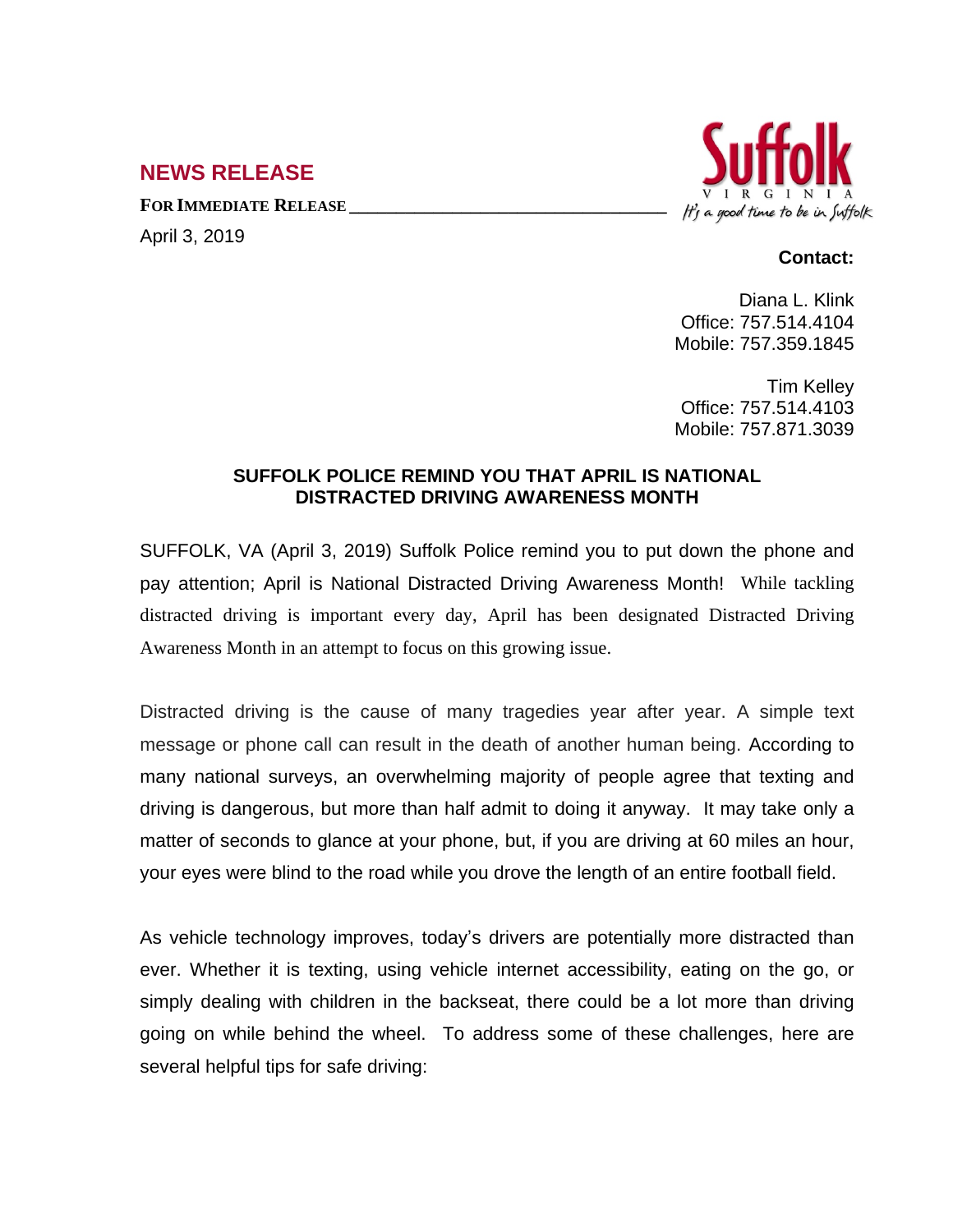## NEWS RELEASE

**FOR IMMEDIATE RELEASE**

April 3, 2019

Suffolk VIRGINIA *It's a good time to be in Suffolk*

**Contact:**

Diana L. Klink
Office: 757.514.4104
Mobile: 757.359.1845

Tim Kelley
Office: 757.514.4103
Mobile: 757.871.3039

### SUFFOLK POLICE REMIND YOU THAT APRIL IS NATIONAL DISTRACTED DRIVING AWARENESS MONTH

SUFFOLK, VA (April 3, 2019) Suffolk Police remind you to put down the phone and pay attention; April is National Distracted Driving Awareness Month! While tackling distracted driving is important every day, April has been designated Distracted Driving Awareness Month in an attempt to focus on this growing issue.

Distracted driving is the cause of many tragedies year after year. A simple text message or phone call can result in the death of another human being. According to many national surveys, an overwhelming majority of people agree that texting and driving is dangerous, but more than half admit to doing it anyway. It may take only a matter of seconds to glance at your phone, but, if you are driving at 60 miles an hour, your eyes were blind to the road while you drove the length of an entire football field.

As vehicle technology improves, today's drivers are potentially more distracted than ever. Whether it is texting, using vehicle internet accessibility, eating on the go, or simply dealing with children in the backseat, there could be a lot more than driving going on while behind the wheel. To address some of these challenges, here are several helpful tips for safe driving: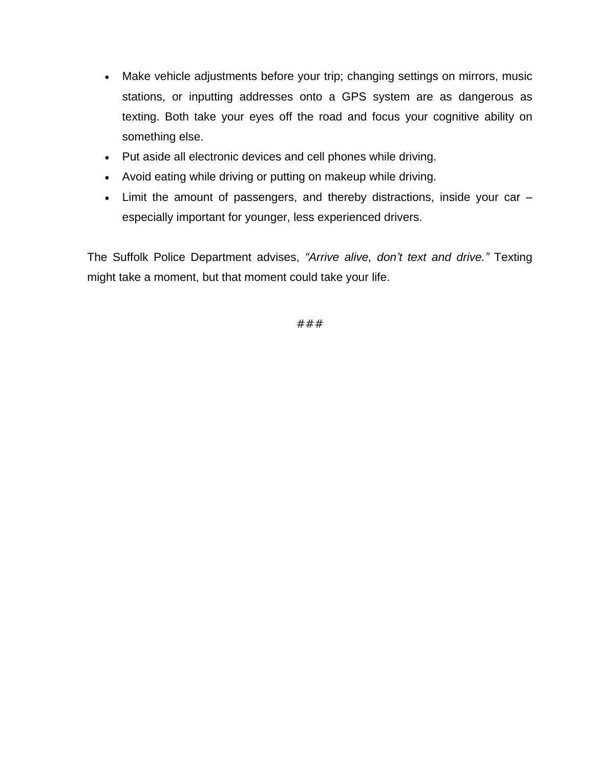- Make vehicle adjustments before your trip; changing settings on mirrors, music stations, or inputting addresses onto a GPS system are as dangerous as texting. Both take your eyes off the road and focus your cognitive ability on something else.
- Put aside all electronic devices and cell phones while driving.
- Avoid eating while driving or putting on makeup while driving.
- Limit the amount of passengers, and thereby distractions, inside your car – especially important for younger, less experienced drivers.

The Suffolk Police Department advises, *"Arrive alive, don't text and drive."* Texting might take a moment, but that moment could take your life.

###